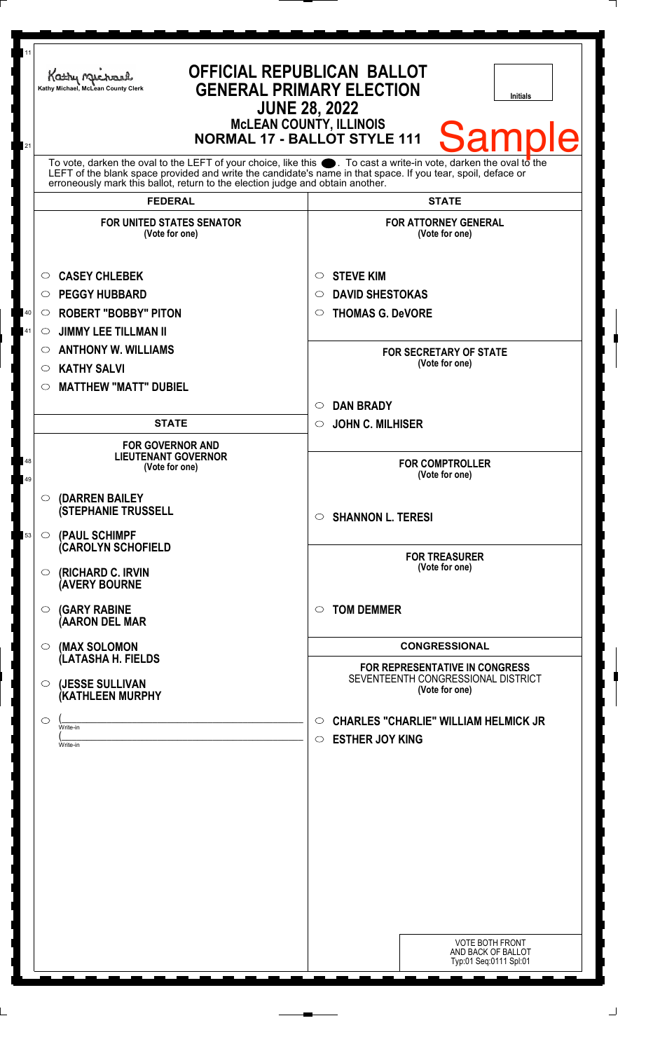Kathy Michael, McLean County Clerk

# OFFICIAL REPUBLICAN BALLOT
## GENERAL PRIMARY ELECTION
## JUNE 28, 2022
### McLEAN COUNTY, ILLINOIS
### NORMAL 17 - BALLOT STYLE 111

Initials

Sample

To vote, darken the oval to the LEFT of your choice, like this ●. To cast a write-in vote, darken the oval to the LEFT of the blank space provided and write the candidate's name in that space. If you tear, spoil, deface or erroneously mark this ballot, return to the election judge and obtain another.

## FEDERAL

**FOR UNITED STATES SENATOR**
(Vote for one)

- ○ **CASEY CHLEBEK**
- ○ **PEGGY HUBBARD**
- ○ **ROBERT "BOBBY" PITON**
- ○ **JIMMY LEE TILLMAN II**
- ○ **ANTHONY W. WILLIAMS**
- ○ **KATHY SALVI**
- ○ **MATTHEW "MATT" DUBIEL**

## STATE

**FOR GOVERNOR AND LIEUTENANT GOVERNOR**
(Vote for one)

- ○ **(DARREN BAILEY (STEPHANIE TRUSSELL**
- ○ **(PAUL SCHIMPF (CAROLYN SCHOFIELD**
- ○ **(RICHARD C. IRVIN (AVERY BOURNE**
- ○ **(GARY RABINE (AARON DEL MAR**
- ○ **(MAX SOLOMON (LATASHA H. FIELDS**
- ○ **(JESSE SULLIVAN (KATHLEEN MURPHY**
- ○ (\_\_\_\_\_\_\_\_\_\_\_\_\_\_\_\_ Write-in
  (\_\_\_\_\_\_\_\_\_\_\_\_\_\_\_\_ Write-in

## STATE

**FOR ATTORNEY GENERAL**
(Vote for one)

- ○ **STEVE KIM**
- ○ **DAVID SHESTOKAS**
- ○ **THOMAS G. DeVORE**

**FOR SECRETARY OF STATE**
(Vote for one)

- ○ **DAN BRADY**
- ○ **JOHN C. MILHISER**

**FOR COMPTROLLER**
(Vote for one)

- ○ **SHANNON L. TERESI**

**FOR TREASURER**
(Vote for one)

- ○ **TOM DEMMER**

## CONGRESSIONAL

**FOR REPRESENTATIVE IN CONGRESS**
SEVENTEENTH CONGRESSIONAL DISTRICT
(Vote for one)

- ○ **CHARLES "CHARLIE" WILLIAM HELMICK JR**
- ○ **ESTHER JOY KING**

VOTE BOTH FRONT AND BACK OF BALLOT
Typ:01 Seq:0111 Spl:01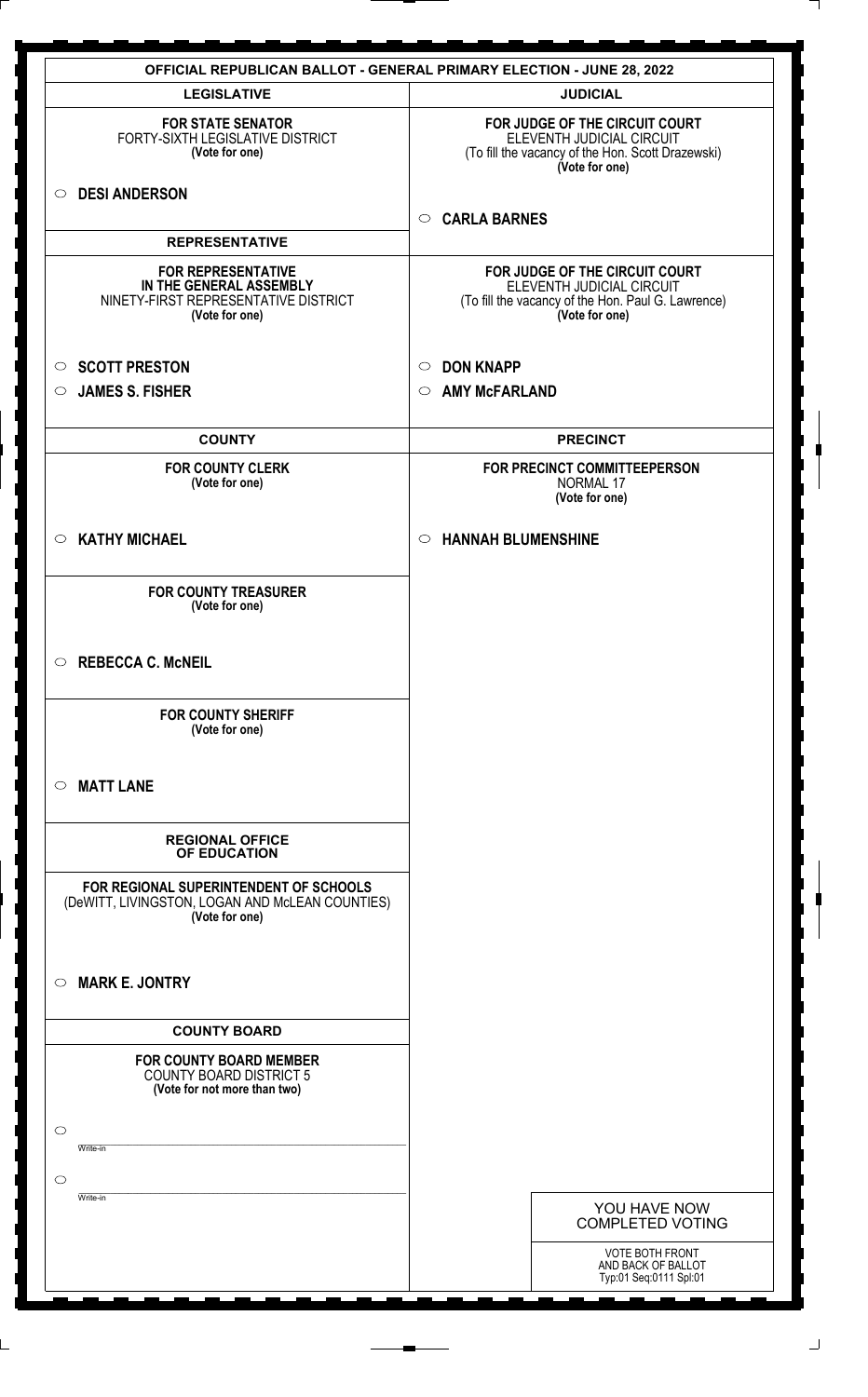# OFFICIAL REPUBLICAN BALLOT - GENERAL PRIMARY ELECTION - JUNE 28, 2022

## LEGISLATIVE

**FOR STATE SENATOR**
FORTY-SIXTH LEGISLATIVE DISTRICT
**(Vote for one)**

- ○ **DESI ANDERSON**

## REPRESENTATIVE

**FOR REPRESENTATIVE IN THE GENERAL ASSEMBLY**
NINETY-FIRST REPRESENTATIVE DISTRICT
**(Vote for one)**

- ○ **SCOTT PRESTON**
- ○ **JAMES S. FISHER**

## COUNTY

**FOR COUNTY CLERK**
**(Vote for one)**

- ○ **KATHY MICHAEL**

**FOR COUNTY TREASURER**
**(Vote for one)**

- ○ **REBECCA C. McNEIL**

**FOR COUNTY SHERIFF**
**(Vote for one)**

- ○ **MATT LANE**

## REGIONAL OFFICE OF EDUCATION

**FOR REGIONAL SUPERINTENDENT OF SCHOOLS**
(DeWITT, LIVINGSTON, LOGAN AND McLEAN COUNTIES)
**(Vote for one)**

- ○ **MARK E. JONTRY**

## COUNTY BOARD

**FOR COUNTY BOARD MEMBER**
COUNTY BOARD DISTRICT 5
**(Vote for not more than two)**

- ○ ____________ Write-in
- ○ ____________ Write-in

## JUDICIAL

**FOR JUDGE OF THE CIRCUIT COURT**
ELEVENTH JUDICIAL CIRCUIT
(To fill the vacancy of the Hon. Scott Drazewski)
**(Vote for one)**

- ○ **CARLA BARNES**

**FOR JUDGE OF THE CIRCUIT COURT**
ELEVENTH JUDICIAL CIRCUIT
(To fill the vacancy of the Hon. Paul G. Lawrence)
**(Vote for one)**

- ○ **DON KNAPP**
- ○ **AMY McFARLAND**

## PRECINCT

**FOR PRECINCT COMMITTEEPERSON**
NORMAL 17
**(Vote for one)**

- ○ **HANNAH BLUMENSHINE**

YOU HAVE NOW COMPLETED VOTING

VOTE BOTH FRONT AND BACK OF BALLOT
Typ:01 Seq:0111 Spl:01